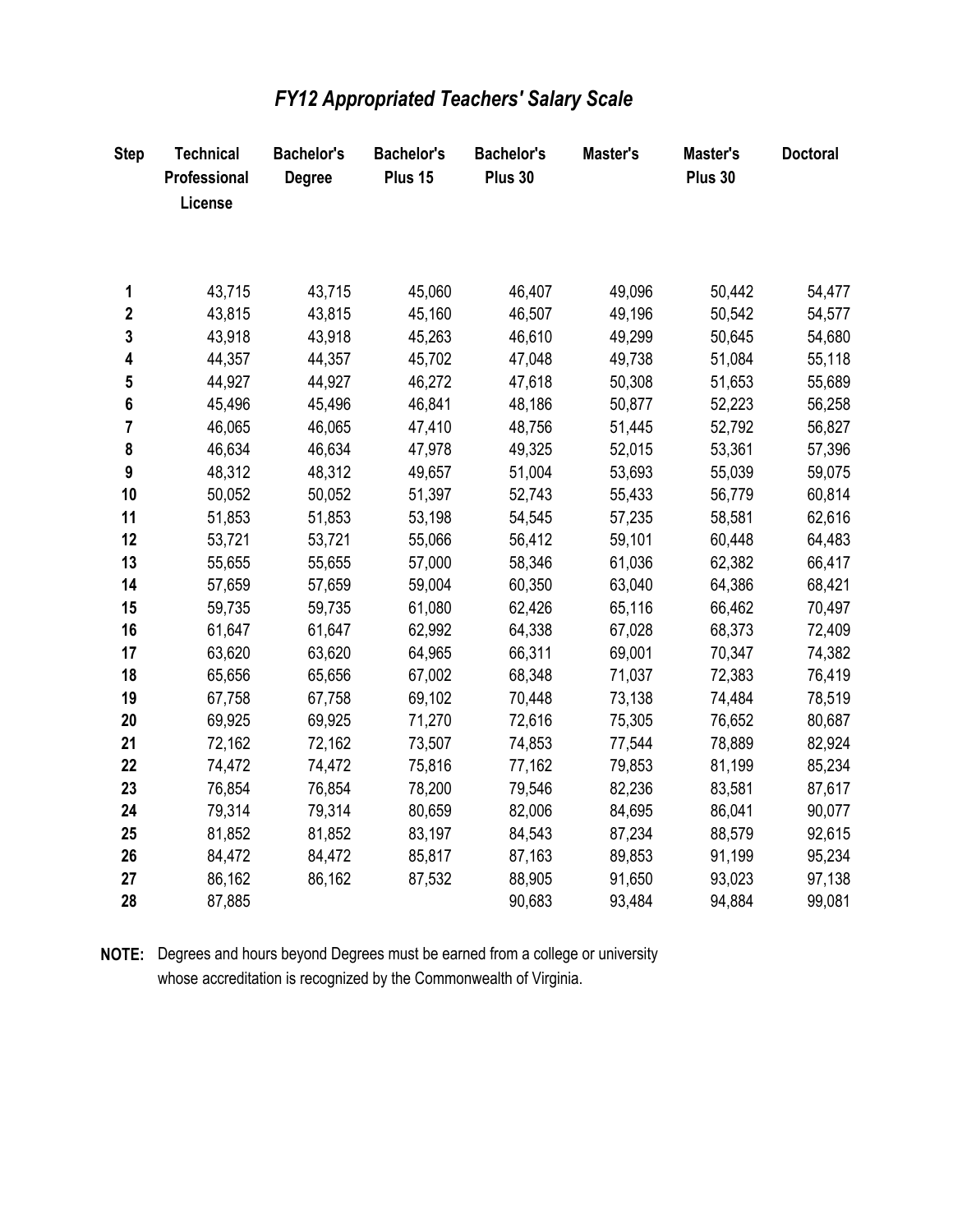# *FY12 Appropriated Teachers' Salary Scale*

| Step | Technical Professional License | Bachelor's Degree | Bachelor's Plus 15 | Bachelor's Plus 30 | Master's | Master's Plus 30 | Doctoral |
|---|---|---|---|---|---|---|---|
| **1** | 43,715 | 43,715 | 45,060 | 46,407 | 49,096 | 50,442 | 54,477 |
| **2** | 43,815 | 43,815 | 45,160 | 46,507 | 49,196 | 50,542 | 54,577 |
| **3** | 43,918 | 43,918 | 45,263 | 46,610 | 49,299 | 50,645 | 54,680 |
| **4** | 44,357 | 44,357 | 45,702 | 47,048 | 49,738 | 51,084 | 55,118 |
| **5** | 44,927 | 44,927 | 46,272 | 47,618 | 50,308 | 51,653 | 55,689 |
| **6** | 45,496 | 45,496 | 46,841 | 48,186 | 50,877 | 52,223 | 56,258 |
| **7** | 46,065 | 46,065 | 47,410 | 48,756 | 51,445 | 52,792 | 56,827 |
| **8** | 46,634 | 46,634 | 47,978 | 49,325 | 52,015 | 53,361 | 57,396 |
| **9** | 48,312 | 48,312 | 49,657 | 51,004 | 53,693 | 55,039 | 59,075 |
| **10** | 50,052 | 50,052 | 51,397 | 52,743 | 55,433 | 56,779 | 60,814 |
| **11** | 51,853 | 51,853 | 53,198 | 54,545 | 57,235 | 58,581 | 62,616 |
| **12** | 53,721 | 53,721 | 55,066 | 56,412 | 59,101 | 60,448 | 64,483 |
| **13** | 55,655 | 55,655 | 57,000 | 58,346 | 61,036 | 62,382 | 66,417 |
| **14** | 57,659 | 57,659 | 59,004 | 60,350 | 63,040 | 64,386 | 68,421 |
| **15** | 59,735 | 59,735 | 61,080 | 62,426 | 65,116 | 66,462 | 70,497 |
| **16** | 61,647 | 61,647 | 62,992 | 64,338 | 67,028 | 68,373 | 72,409 |
| **17** | 63,620 | 63,620 | 64,965 | 66,311 | 69,001 | 70,347 | 74,382 |
| **18** | 65,656 | 65,656 | 67,002 | 68,348 | 71,037 | 72,383 | 76,419 |
| **19** | 67,758 | 67,758 | 69,102 | 70,448 | 73,138 | 74,484 | 78,519 |
| **20** | 69,925 | 69,925 | 71,270 | 72,616 | 75,305 | 76,652 | 80,687 |
| **21** | 72,162 | 72,162 | 73,507 | 74,853 | 77,544 | 78,889 | 82,924 |
| **22** | 74,472 | 74,472 | 75,816 | 77,162 | 79,853 | 81,199 | 85,234 |
| **23** | 76,854 | 76,854 | 78,200 | 79,546 | 82,236 | 83,581 | 87,617 |
| **24** | 79,314 | 79,314 | 80,659 | 82,006 | 84,695 | 86,041 | 90,077 |
| **25** | 81,852 | 81,852 | 83,197 | 84,543 | 87,234 | 88,579 | 92,615 |
| **26** | 84,472 | 84,472 | 85,817 | 87,163 | 89,853 | 91,199 | 95,234 |
| **27** | 86,162 | 86,162 | 87,532 | 88,905 | 91,650 | 93,023 | 97,138 |
| **28** | 87,885 | | | 90,683 | 93,484 | 94,884 | 99,081 |

**NOTE:** Degrees and hours beyond Degrees must be earned from a college or university whose accreditation is recognized by the Commonwealth of Virginia.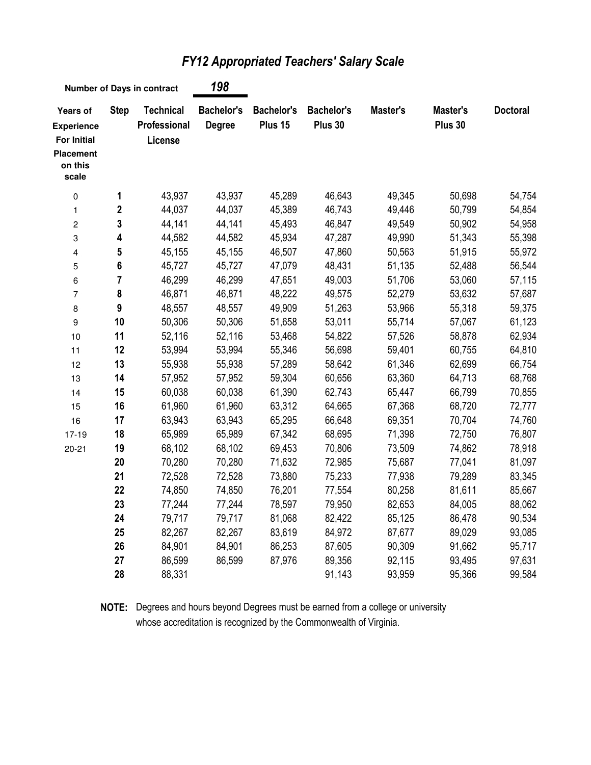# *FY12 Appropriated Teachers' Salary Scale*

**Number of Days in contract** ***198***

| Years of Experience For Initial Placement on this scale | Step | Technical Professional License | Bachelor's Degree | Bachelor's Plus 15 | Bachelor's Plus 30 | Master's | Master's Plus 30 | Doctoral |
|---|---|---|---|---|---|---|---|---|
| 0 | **1** | 43,937 | 43,937 | 45,289 | 46,643 | 49,345 | 50,698 | 54,754 |
| 1 | **2** | 44,037 | 44,037 | 45,389 | 46,743 | 49,446 | 50,799 | 54,854 |
| 2 | **3** | 44,141 | 44,141 | 45,493 | 46,847 | 49,549 | 50,902 | 54,958 |
| 3 | **4** | 44,582 | 44,582 | 45,934 | 47,287 | 49,990 | 51,343 | 55,398 |
| 4 | **5** | 45,155 | 45,155 | 46,507 | 47,860 | 50,563 | 51,915 | 55,972 |
| 5 | **6** | 45,727 | 45,727 | 47,079 | 48,431 | 51,135 | 52,488 | 56,544 |
| 6 | **7** | 46,299 | 46,299 | 47,651 | 49,003 | 51,706 | 53,060 | 57,115 |
| 7 | **8** | 46,871 | 46,871 | 48,222 | 49,575 | 52,279 | 53,632 | 57,687 |
| 8 | **9** | 48,557 | 48,557 | 49,909 | 51,263 | 53,966 | 55,318 | 59,375 |
| 9 | **10** | 50,306 | 50,306 | 51,658 | 53,011 | 55,714 | 57,067 | 61,123 |
| 10 | **11** | 52,116 | 52,116 | 53,468 | 54,822 | 57,526 | 58,878 | 62,934 |
| 11 | **12** | 53,994 | 53,994 | 55,346 | 56,698 | 59,401 | 60,755 | 64,810 |
| 12 | **13** | 55,938 | 55,938 | 57,289 | 58,642 | 61,346 | 62,699 | 66,754 |
| 13 | **14** | 57,952 | 57,952 | 59,304 | 60,656 | 63,360 | 64,713 | 68,768 |
| 14 | **15** | 60,038 | 60,038 | 61,390 | 62,743 | 65,447 | 66,799 | 70,855 |
| 15 | **16** | 61,960 | 61,960 | 63,312 | 64,665 | 67,368 | 68,720 | 72,777 |
| 16 | **17** | 63,943 | 63,943 | 65,295 | 66,648 | 69,351 | 70,704 | 74,760 |
| 17-19 | **18** | 65,989 | 65,989 | 67,342 | 68,695 | 71,398 | 72,750 | 76,807 |
| 20-21 | **19** | 68,102 | 68,102 | 69,453 | 70,806 | 73,509 | 74,862 | 78,918 |
| | **20** | 70,280 | 70,280 | 71,632 | 72,985 | 75,687 | 77,041 | 81,097 |
| | **21** | 72,528 | 72,528 | 73,880 | 75,233 | 77,938 | 79,289 | 83,345 |
| | **22** | 74,850 | 74,850 | 76,201 | 77,554 | 80,258 | 81,611 | 85,667 |
| | **23** | 77,244 | 77,244 | 78,597 | 79,950 | 82,653 | 84,005 | 88,062 |
| | **24** | 79,717 | 79,717 | 81,068 | 82,422 | 85,125 | 86,478 | 90,534 |
| | **25** | 82,267 | 82,267 | 83,619 | 84,972 | 87,677 | 89,029 | 93,085 |
| | **26** | 84,901 | 84,901 | 86,253 | 87,605 | 90,309 | 91,662 | 95,717 |
| | **27** | 86,599 | 86,599 | 87,976 | 89,356 | 92,115 | 93,495 | 97,631 |
| | **28** | 88,331 | | | 91,143 | 93,959 | 95,366 | 99,584 |

**NOTE:** Degrees and hours beyond Degrees must be earned from a college or university whose accreditation is recognized by the Commonwealth of Virginia.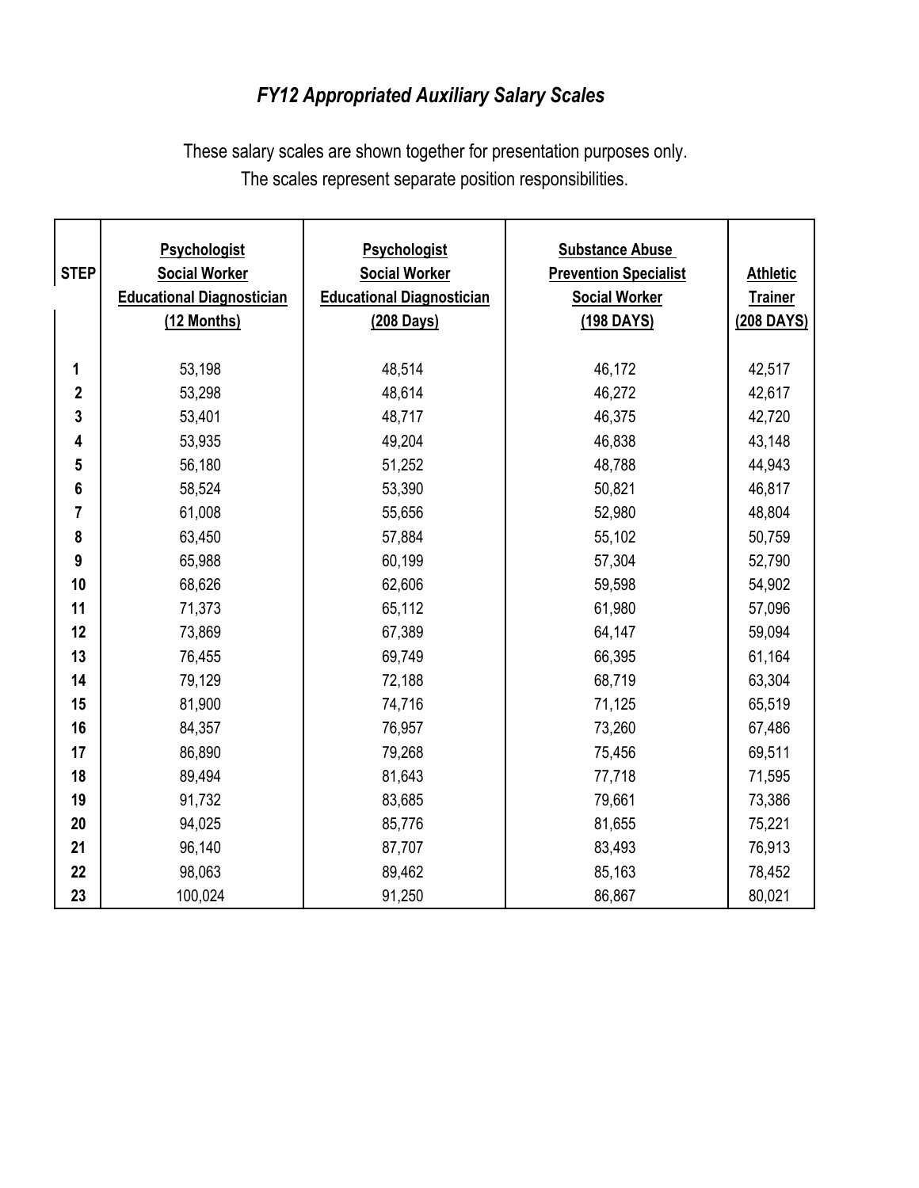# *FY12 Appropriated Auxiliary Salary Scales*

These salary scales are shown together for presentation purposes only.
The scales represent separate position responsibilities.

| STEP | Psychologist Social Worker Educational Diagnostician (12 Months) | Psychologist Social Worker Educational Diagnostician (208 Days) | Substance Abuse Prevention Specialist Social Worker (198 DAYS) | Athletic Trainer (208 DAYS) |
|---|---|---|---|---|
| 1 | 53,198 | 48,514 | 46,172 | 42,517 |
| 2 | 53,298 | 48,614 | 46,272 | 42,617 |
| 3 | 53,401 | 48,717 | 46,375 | 42,720 |
| 4 | 53,935 | 49,204 | 46,838 | 43,148 |
| 5 | 56,180 | 51,252 | 48,788 | 44,943 |
| 6 | 58,524 | 53,390 | 50,821 | 46,817 |
| 7 | 61,008 | 55,656 | 52,980 | 48,804 |
| 8 | 63,450 | 57,884 | 55,102 | 50,759 |
| 9 | 65,988 | 60,199 | 57,304 | 52,790 |
| 10 | 68,626 | 62,606 | 59,598 | 54,902 |
| 11 | 71,373 | 65,112 | 61,980 | 57,096 |
| 12 | 73,869 | 67,389 | 64,147 | 59,094 |
| 13 | 76,455 | 69,749 | 66,395 | 61,164 |
| 14 | 79,129 | 72,188 | 68,719 | 63,304 |
| 15 | 81,900 | 74,716 | 71,125 | 65,519 |
| 16 | 84,357 | 76,957 | 73,260 | 67,486 |
| 17 | 86,890 | 79,268 | 75,456 | 69,511 |
| 18 | 89,494 | 81,643 | 77,718 | 71,595 |
| 19 | 91,732 | 83,685 | 79,661 | 73,386 |
| 20 | 94,025 | 85,776 | 81,655 | 75,221 |
| 21 | 96,140 | 87,707 | 83,493 | 76,913 |
| 22 | 98,063 | 89,462 | 85,163 | 78,452 |
| 23 | 100,024 | 91,250 | 86,867 | 80,021 |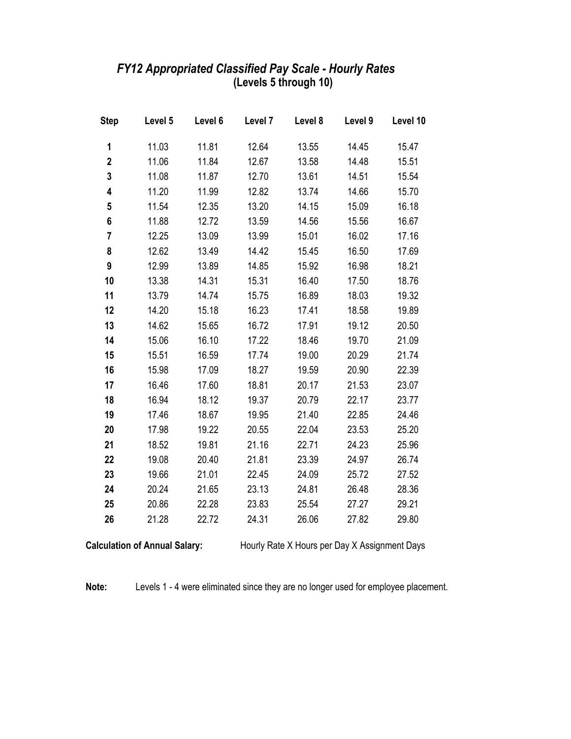# *FY12 Appropriated Classified Pay Scale - Hourly Rates*
## (Levels 5 through 10)

| Step | Level 5 | Level 6 | Level 7 | Level 8 | Level 9 | Level 10 |
|---|---|---|---|---|---|---|
| **1** | 11.03 | 11.81 | 12.64 | 13.55 | 14.45 | 15.47 |
| **2** | 11.06 | 11.84 | 12.67 | 13.58 | 14.48 | 15.51 |
| **3** | 11.08 | 11.87 | 12.70 | 13.61 | 14.51 | 15.54 |
| **4** | 11.20 | 11.99 | 12.82 | 13.74 | 14.66 | 15.70 |
| **5** | 11.54 | 12.35 | 13.20 | 14.15 | 15.09 | 16.18 |
| **6** | 11.88 | 12.72 | 13.59 | 14.56 | 15.56 | 16.67 |
| **7** | 12.25 | 13.09 | 13.99 | 15.01 | 16.02 | 17.16 |
| **8** | 12.62 | 13.49 | 14.42 | 15.45 | 16.50 | 17.69 |
| **9** | 12.99 | 13.89 | 14.85 | 15.92 | 16.98 | 18.21 |
| **10** | 13.38 | 14.31 | 15.31 | 16.40 | 17.50 | 18.76 |
| **11** | 13.79 | 14.74 | 15.75 | 16.89 | 18.03 | 19.32 |
| **12** | 14.20 | 15.18 | 16.23 | 17.41 | 18.58 | 19.89 |
| **13** | 14.62 | 15.65 | 16.72 | 17.91 | 19.12 | 20.50 |
| **14** | 15.06 | 16.10 | 17.22 | 18.46 | 19.70 | 21.09 |
| **15** | 15.51 | 16.59 | 17.74 | 19.00 | 20.29 | 21.74 |
| **16** | 15.98 | 17.09 | 18.27 | 19.59 | 20.90 | 22.39 |
| **17** | 16.46 | 17.60 | 18.81 | 20.17 | 21.53 | 23.07 |
| **18** | 16.94 | 18.12 | 19.37 | 20.79 | 22.17 | 23.77 |
| **19** | 17.46 | 18.67 | 19.95 | 21.40 | 22.85 | 24.46 |
| **20** | 17.98 | 19.22 | 20.55 | 22.04 | 23.53 | 25.20 |
| **21** | 18.52 | 19.81 | 21.16 | 22.71 | 24.23 | 25.96 |
| **22** | 19.08 | 20.40 | 21.81 | 23.39 | 24.97 | 26.74 |
| **23** | 19.66 | 21.01 | 22.45 | 24.09 | 25.72 | 27.52 |
| **24** | 20.24 | 21.65 | 23.13 | 24.81 | 26.48 | 28.36 |
| **25** | 20.86 | 22.28 | 23.83 | 25.54 | 27.27 | 29.21 |
| **26** | 21.28 | 22.72 | 24.31 | 26.06 | 27.82 | 29.80 |

**Calculation of Annual Salary:** Hourly Rate X Hours per Day X Assignment Days

**Note:** Levels 1 - 4 were eliminated since they are no longer used for employee placement.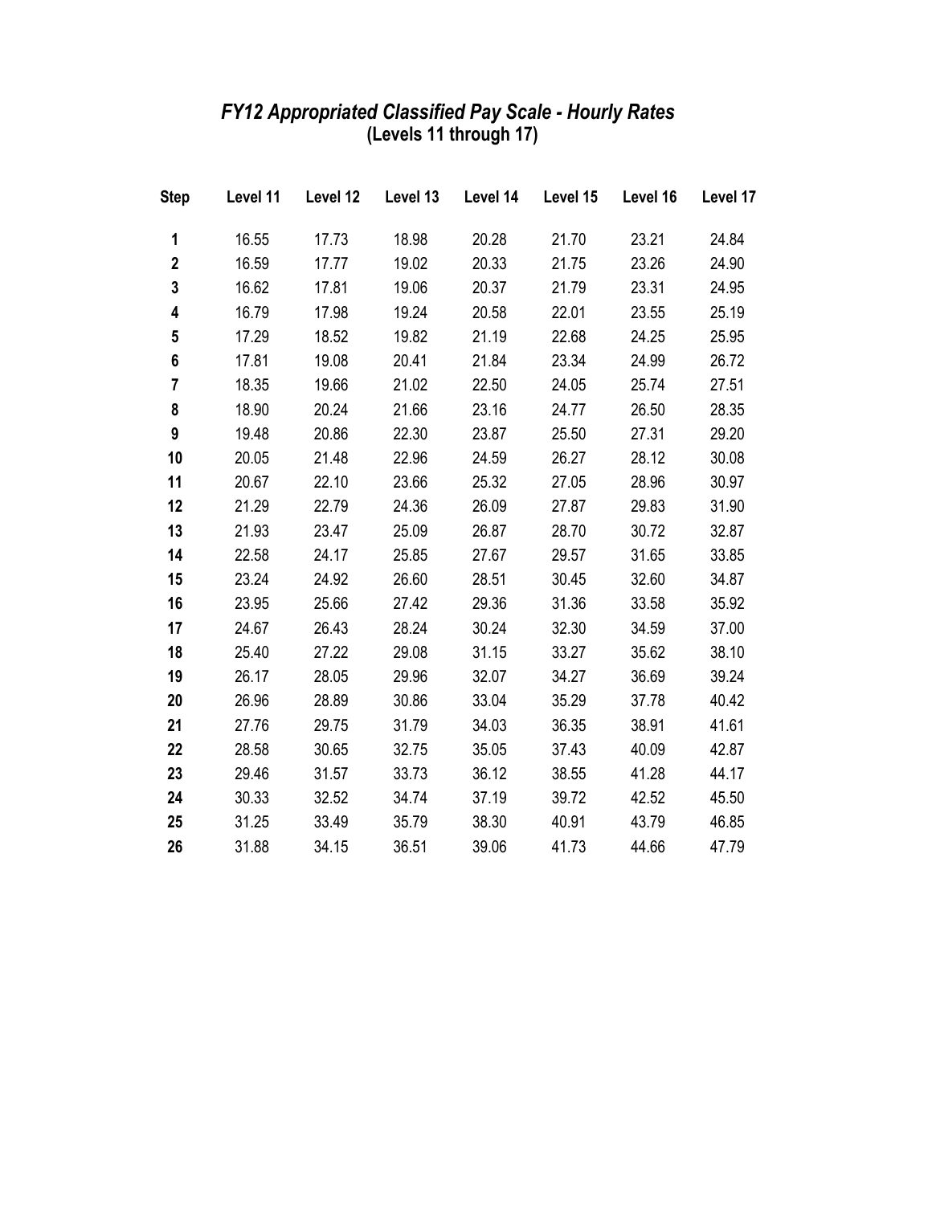# *FY12 Appropriated Classified Pay Scale - Hourly Rates*
## (Levels 11 through 17)

| Step | Level 11 | Level 12 | Level 13 | Level 14 | Level 15 | Level 16 | Level 17 |
|---|---|---|---|---|---|---|---|
| **1** | 16.55 | 17.73 | 18.98 | 20.28 | 21.70 | 23.21 | 24.84 |
| **2** | 16.59 | 17.77 | 19.02 | 20.33 | 21.75 | 23.26 | 24.90 |
| **3** | 16.62 | 17.81 | 19.06 | 20.37 | 21.79 | 23.31 | 24.95 |
| **4** | 16.79 | 17.98 | 19.24 | 20.58 | 22.01 | 23.55 | 25.19 |
| **5** | 17.29 | 18.52 | 19.82 | 21.19 | 22.68 | 24.25 | 25.95 |
| **6** | 17.81 | 19.08 | 20.41 | 21.84 | 23.34 | 24.99 | 26.72 |
| **7** | 18.35 | 19.66 | 21.02 | 22.50 | 24.05 | 25.74 | 27.51 |
| **8** | 18.90 | 20.24 | 21.66 | 23.16 | 24.77 | 26.50 | 28.35 |
| **9** | 19.48 | 20.86 | 22.30 | 23.87 | 25.50 | 27.31 | 29.20 |
| **10** | 20.05 | 21.48 | 22.96 | 24.59 | 26.27 | 28.12 | 30.08 |
| **11** | 20.67 | 22.10 | 23.66 | 25.32 | 27.05 | 28.96 | 30.97 |
| **12** | 21.29 | 22.79 | 24.36 | 26.09 | 27.87 | 29.83 | 31.90 |
| **13** | 21.93 | 23.47 | 25.09 | 26.87 | 28.70 | 30.72 | 32.87 |
| **14** | 22.58 | 24.17 | 25.85 | 27.67 | 29.57 | 31.65 | 33.85 |
| **15** | 23.24 | 24.92 | 26.60 | 28.51 | 30.45 | 32.60 | 34.87 |
| **16** | 23.95 | 25.66 | 27.42 | 29.36 | 31.36 | 33.58 | 35.92 |
| **17** | 24.67 | 26.43 | 28.24 | 30.24 | 32.30 | 34.59 | 37.00 |
| **18** | 25.40 | 27.22 | 29.08 | 31.15 | 33.27 | 35.62 | 38.10 |
| **19** | 26.17 | 28.05 | 29.96 | 32.07 | 34.27 | 36.69 | 39.24 |
| **20** | 26.96 | 28.89 | 30.86 | 33.04 | 35.29 | 37.78 | 40.42 |
| **21** | 27.76 | 29.75 | 31.79 | 34.03 | 36.35 | 38.91 | 41.61 |
| **22** | 28.58 | 30.65 | 32.75 | 35.05 | 37.43 | 40.09 | 42.87 |
| **23** | 29.46 | 31.57 | 33.73 | 36.12 | 38.55 | 41.28 | 44.17 |
| **24** | 30.33 | 32.52 | 34.74 | 37.19 | 39.72 | 42.52 | 45.50 |
| **25** | 31.25 | 33.49 | 35.79 | 38.30 | 40.91 | 43.79 | 46.85 |
| **26** | 31.88 | 34.15 | 36.51 | 39.06 | 41.73 | 44.66 | 47.79 |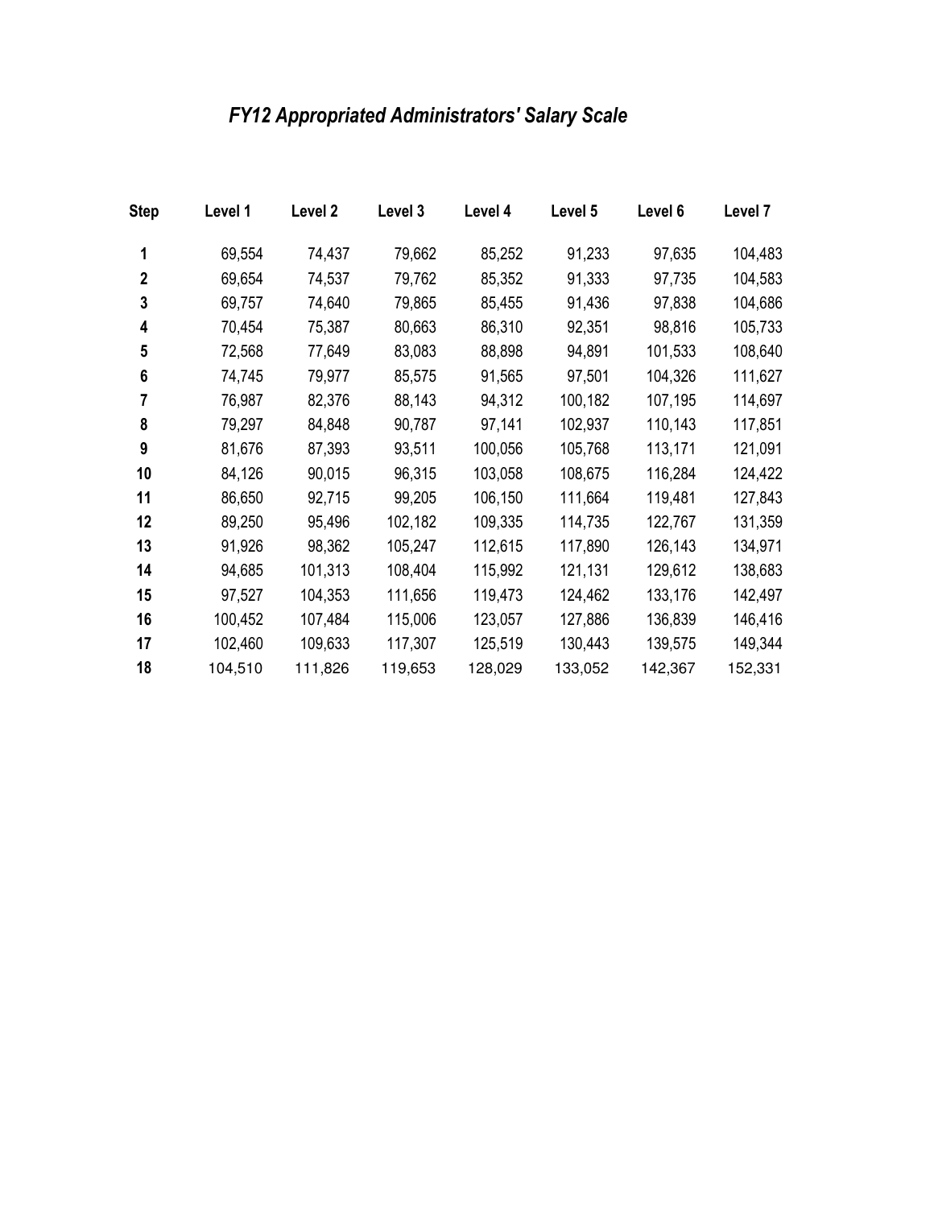## *FY12 Appropriated Administrators' Salary Scale*

| Step | Level 1 | Level 2 | Level 3 | Level 4 | Level 5 | Level 6 | Level 7 |
|---|---|---|---|---|---|---|---|
| 1 | 69,554 | 74,437 | 79,662 | 85,252 | 91,233 | 97,635 | 104,483 |
| 2 | 69,654 | 74,537 | 79,762 | 85,352 | 91,333 | 97,735 | 104,583 |
| 3 | 69,757 | 74,640 | 79,865 | 85,455 | 91,436 | 97,838 | 104,686 |
| 4 | 70,454 | 75,387 | 80,663 | 86,310 | 92,351 | 98,816 | 105,733 |
| 5 | 72,568 | 77,649 | 83,083 | 88,898 | 94,891 | 101,533 | 108,640 |
| 6 | 74,745 | 79,977 | 85,575 | 91,565 | 97,501 | 104,326 | 111,627 |
| 7 | 76,987 | 82,376 | 88,143 | 94,312 | 100,182 | 107,195 | 114,697 |
| 8 | 79,297 | 84,848 | 90,787 | 97,141 | 102,937 | 110,143 | 117,851 |
| 9 | 81,676 | 87,393 | 93,511 | 100,056 | 105,768 | 113,171 | 121,091 |
| 10 | 84,126 | 90,015 | 96,315 | 103,058 | 108,675 | 116,284 | 124,422 |
| 11 | 86,650 | 92,715 | 99,205 | 106,150 | 111,664 | 119,481 | 127,843 |
| 12 | 89,250 | 95,496 | 102,182 | 109,335 | 114,735 | 122,767 | 131,359 |
| 13 | 91,926 | 98,362 | 105,247 | 112,615 | 117,890 | 126,143 | 134,971 |
| 14 | 94,685 | 101,313 | 108,404 | 115,992 | 121,131 | 129,612 | 138,683 |
| 15 | 97,527 | 104,353 | 111,656 | 119,473 | 124,462 | 133,176 | 142,497 |
| 16 | 100,452 | 107,484 | 115,006 | 123,057 | 127,886 | 136,839 | 146,416 |
| 17 | 102,460 | 109,633 | 117,307 | 125,519 | 130,443 | 139,575 | 149,344 |
| 18 | 104,510 | 111,826 | 119,653 | 128,029 | 133,052 | 142,367 | 152,331 |